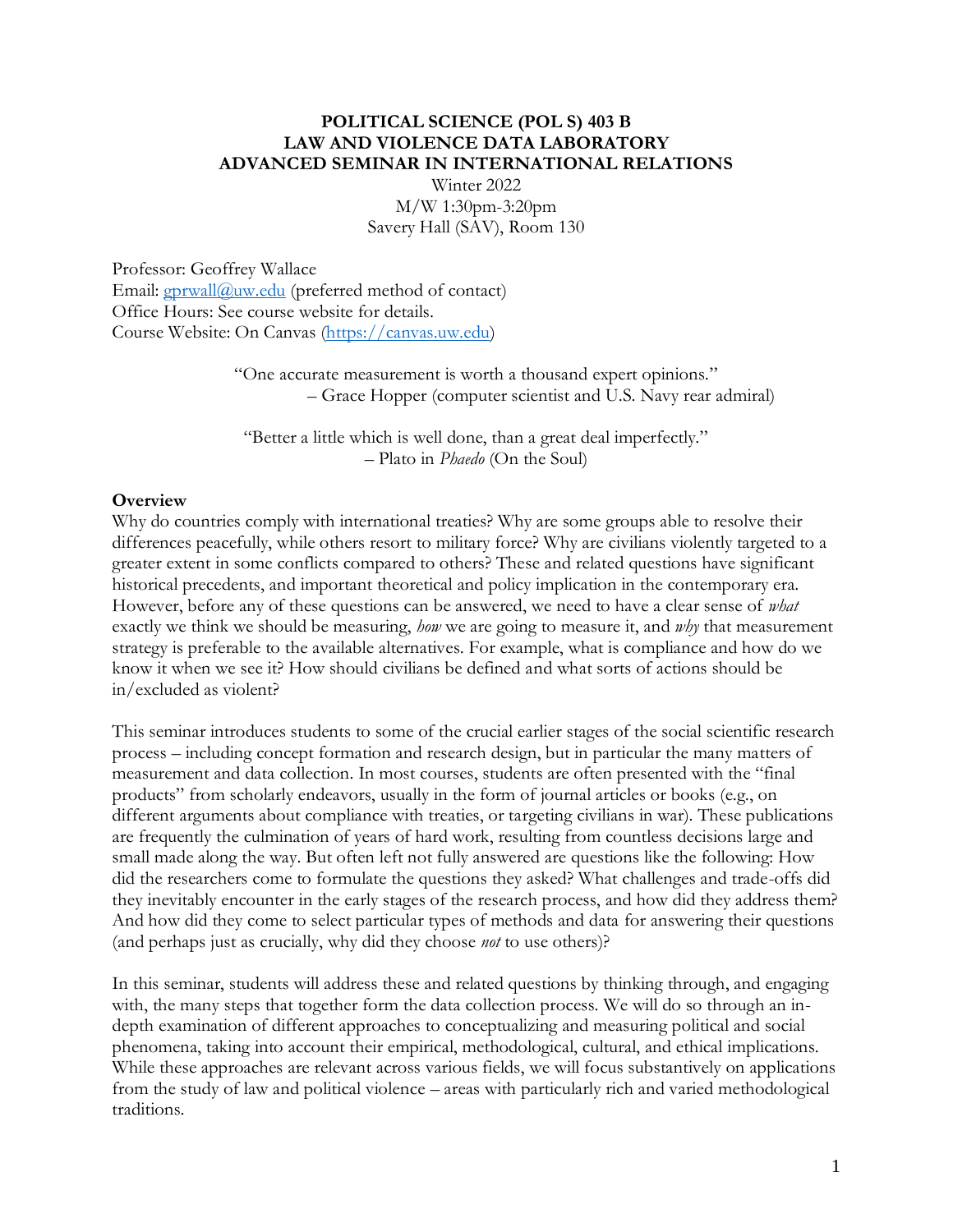# POLITICAL SCIENCE (POL S) 403 B
# LAW AND VIOLENCE DATA LABORATORY
# ADVANCED SEMINAR IN INTERNATIONAL RELATIONS

Winter 2022
M/W 1:30pm-3:20pm
Savery Hall (SAV), Room 130

Professor: Geoffrey Wallace
Email: gprwall@uw.edu (preferred method of contact)
Office Hours: See course website for details.
Course Website: On Canvas (https://canvas.uw.edu)

> "One accurate measurement is worth a thousand expert opinions."
> – Grace Hopper (computer scientist and U.S. Navy rear admiral)

> "Better a little which is well done, than a great deal imperfectly."
> – Plato in *Phaedo* (On the Soul)

**Overview**

Why do countries comply with international treaties? Why are some groups able to resolve their differences peacefully, while others resort to military force? Why are civilians violently targeted to a greater extent in some conflicts compared to others? These and related questions have significant historical precedents, and important theoretical and policy implication in the contemporary era. However, before any of these questions can be answered, we need to have a clear sense of *what* exactly we think we should be measuring, *how* we are going to measure it, and *why* that measurement strategy is preferable to the available alternatives. For example, what is compliance and how do we know it when we see it? How should civilians be defined and what sorts of actions should be in/excluded as violent?

This seminar introduces students to some of the crucial earlier stages of the social scientific research process – including concept formation and research design, but in particular the many matters of measurement and data collection. In most courses, students are often presented with the "final products" from scholarly endeavors, usually in the form of journal articles or books (e.g., on different arguments about compliance with treaties, or targeting civilians in war). These publications are frequently the culmination of years of hard work, resulting from countless decisions large and small made along the way. But often left not fully answered are questions like the following: How did the researchers come to formulate the questions they asked? What challenges and trade-offs did they inevitably encounter in the early stages of the research process, and how did they address them? And how did they come to select particular types of methods and data for answering their questions (and perhaps just as crucially, why did they choose *not* to use others)?

In this seminar, students will address these and related questions by thinking through, and engaging with, the many steps that together form the data collection process. We will do so through an in-depth examination of different approaches to conceptualizing and measuring political and social phenomena, taking into account their empirical, methodological, cultural, and ethical implications. While these approaches are relevant across various fields, we will focus substantively on applications from the study of law and political violence – areas with particularly rich and varied methodological traditions.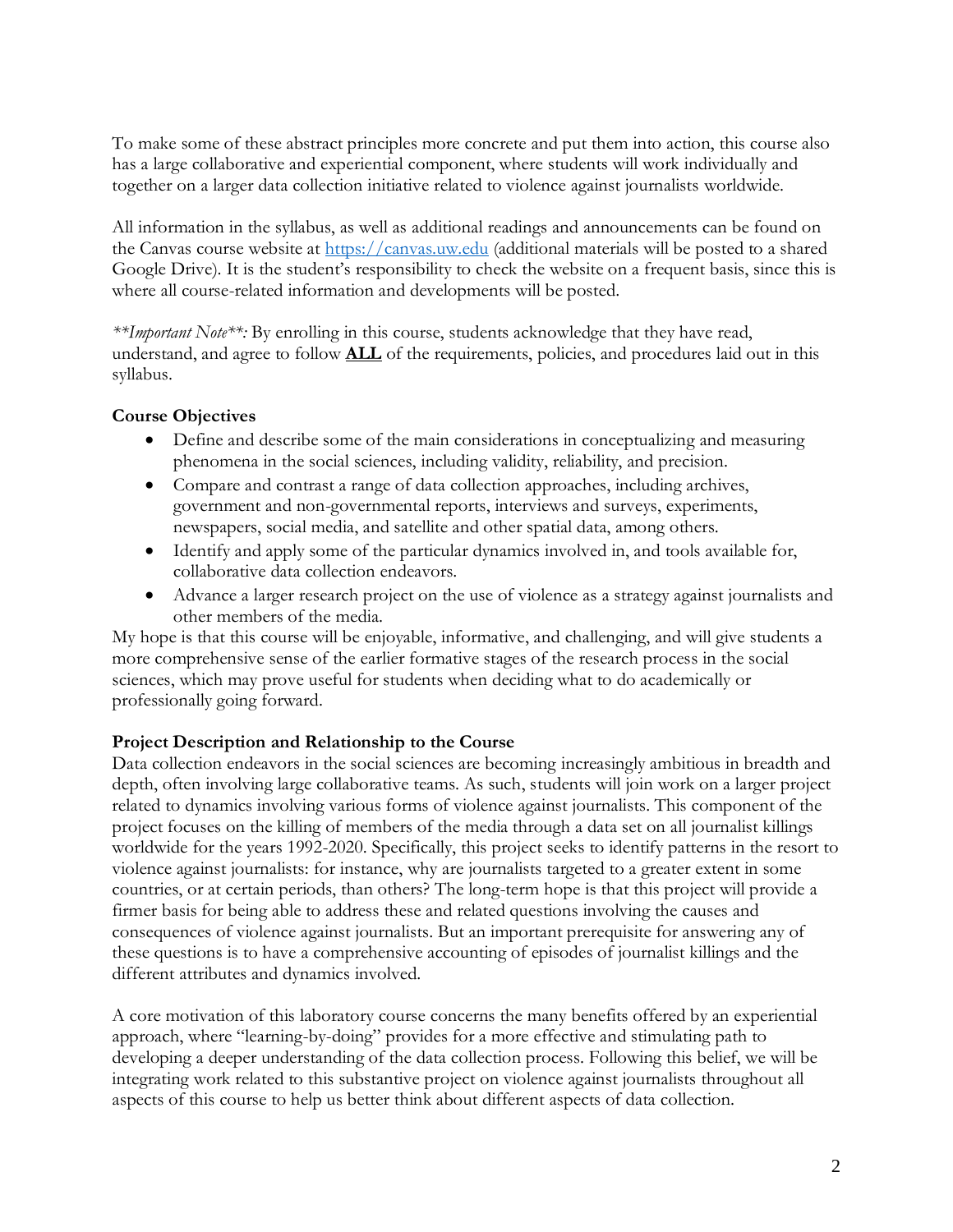To make some of these abstract principles more concrete and put them into action, this course also has a large collaborative and experiential component, where students will work individually and together on a larger data collection initiative related to violence against journalists worldwide.

All information in the syllabus, as well as additional readings and announcements can be found on the Canvas course website at [https://canvas.uw.edu](https://canvas.uw.edu) (additional materials will be posted to a shared Google Drive). It is the student's responsibility to check the website on a frequent basis, since this is where all course-related information and developments will be posted.

*\*\*Important Note\*\*:* By enrolling in this course, students acknowledge that they have read, understand, and agree to follow **ALL** of the requirements, policies, and procedures laid out in this syllabus.

**Course Objectives**

- Define and describe some of the main considerations in conceptualizing and measuring phenomena in the social sciences, including validity, reliability, and precision.
- Compare and contrast a range of data collection approaches, including archives, government and non-governmental reports, interviews and surveys, experiments, newspapers, social media, and satellite and other spatial data, among others.
- Identify and apply some of the particular dynamics involved in, and tools available for, collaborative data collection endeavors.
- Advance a larger research project on the use of violence as a strategy against journalists and other members of the media.

My hope is that this course will be enjoyable, informative, and challenging, and will give students a more comprehensive sense of the earlier formative stages of the research process in the social sciences, which may prove useful for students when deciding what to do academically or professionally going forward.

**Project Description and Relationship to the Course**

Data collection endeavors in the social sciences are becoming increasingly ambitious in breadth and depth, often involving large collaborative teams. As such, students will join work on a larger project related to dynamics involving various forms of violence against journalists. This component of the project focuses on the killing of members of the media through a data set on all journalist killings worldwide for the years 1992-2020. Specifically, this project seeks to identify patterns in the resort to violence against journalists: for instance, why are journalists targeted to a greater extent in some countries, or at certain periods, than others? The long-term hope is that this project will provide a firmer basis for being able to address these and related questions involving the causes and consequences of violence against journalists. But an important prerequisite for answering any of these questions is to have a comprehensive accounting of episodes of journalist killings and the different attributes and dynamics involved.

A core motivation of this laboratory course concerns the many benefits offered by an experiential approach, where "learning-by-doing" provides for a more effective and stimulating path to developing a deeper understanding of the data collection process. Following this belief, we will be integrating work related to this substantive project on violence against journalists throughout all aspects of this course to help us better think about different aspects of data collection.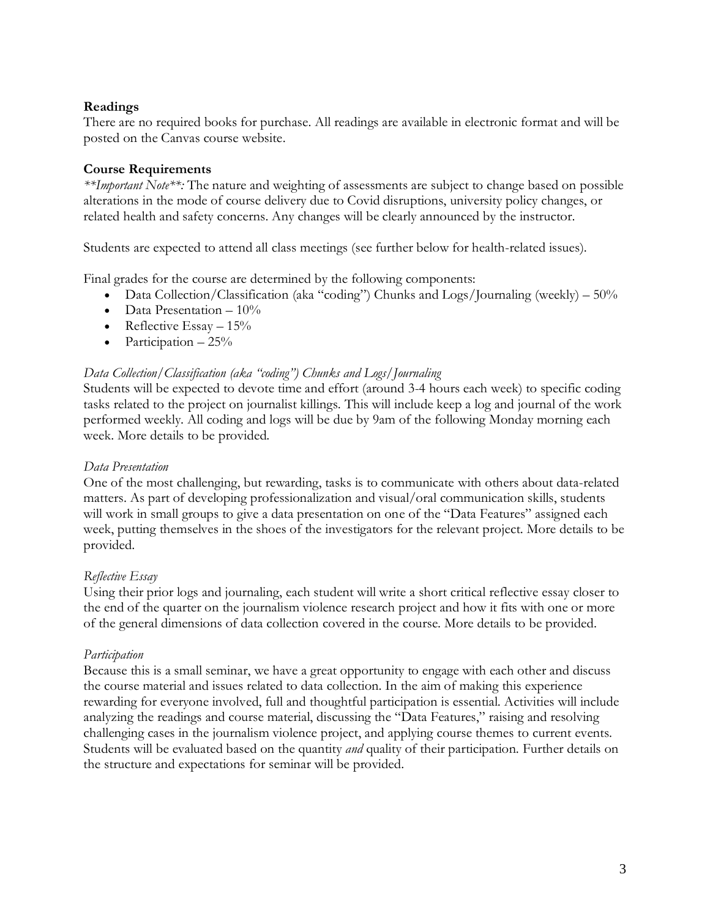**Readings**
There are no required books for purchase. All readings are available in electronic format and will be posted on the Canvas course website.

**Course Requirements**
***Important Note**:* The nature and weighting of assessments are subject to change based on possible alterations in the mode of course delivery due to Covid disruptions, university policy changes, or related health and safety concerns. Any changes will be clearly announced by the instructor.

Students are expected to attend all class meetings (see further below for health-related issues).

Final grades for the course are determined by the following components:

- Data Collection/Classification (aka "coding") Chunks and Logs/Journaling (weekly) – 50%
- Data Presentation – 10%
- Reflective Essay – 15%
- Participation – 25%

*Data Collection/Classification (aka "coding") Chunks and Logs/Journaling*
Students will be expected to devote time and effort (around 3-4 hours each week) to specific coding tasks related to the project on journalist killings. This will include keep a log and journal of the work performed weekly. All coding and logs will be due by 9am of the following Monday morning each week. More details to be provided.

*Data Presentation*
One of the most challenging, but rewarding, tasks is to communicate with others about data-related matters. As part of developing professionalization and visual/oral communication skills, students will work in small groups to give a data presentation on one of the "Data Features" assigned each week, putting themselves in the shoes of the investigators for the relevant project. More details to be provided.

*Reflective Essay*
Using their prior logs and journaling, each student will write a short critical reflective essay closer to the end of the quarter on the journalism violence research project and how it fits with one or more of the general dimensions of data collection covered in the course. More details to be provided.

*Participation*
Because this is a small seminar, we have a great opportunity to engage with each other and discuss the course material and issues related to data collection. In the aim of making this experience rewarding for everyone involved, full and thoughtful participation is essential. Activities will include analyzing the readings and course material, discussing the "Data Features," raising and resolving challenging cases in the journalism violence project, and applying course themes to current events. Students will be evaluated based on the quantity *and* quality of their participation. Further details on the structure and expectations for seminar will be provided.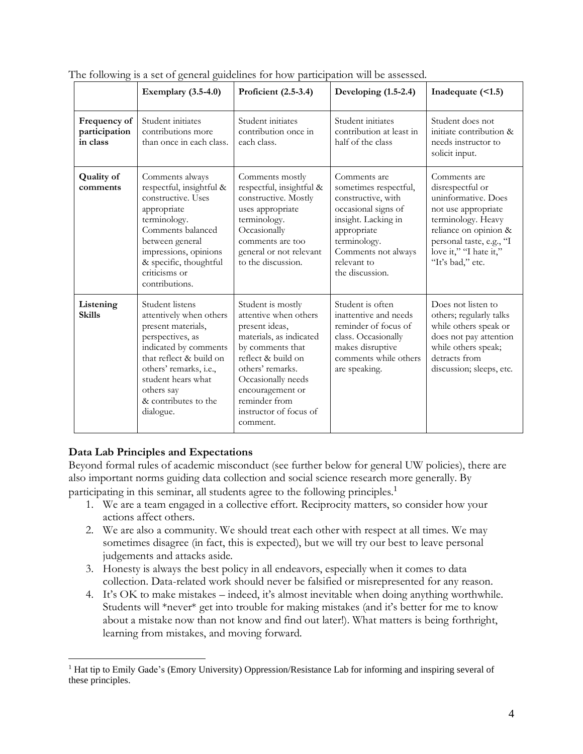The following is a set of general guidelines for how participation will be assessed.

| | Exemplary (3.5-4.0) | Proficient (2.5-3.4) | Developing (1.5-2.4) | Inadequate (<1.5) |
|---|---|---|---|---|
| **Frequency of participation in class** | Student initiates contributions more than once in each class. | Student initiates contribution once in each class. | Student initiates contribution at least in half of the class | Student does not initiate contribution & needs instructor to solicit input. |
| **Quality of comments** | Comments always respectful, insightful & constructive. Uses appropriate terminology. Comments balanced between general impressions, opinions & specific, thoughtful criticisms or contributions. | Comments mostly respectful, insightful & constructive. Mostly uses appropriate terminology. Occasionally comments are too general or not relevant to the discussion. | Comments are sometimes respectful, constructive, with occasional signs of insight. Lacking in appropriate terminology. Comments not always relevant to the discussion. | Comments are disrespectful or uninformative. Does not use appropriate terminology. Heavy reliance on opinion & personal taste, e.g., "I love it," "I hate it," "It's bad," etc. |
| **Listening Skills** | Student listens attentively when others present materials, perspectives, as indicated by comments that reflect & build on others' remarks, i.e., student hears what others say & contributes to the dialogue. | Student is mostly attentive when others present ideas, materials, as indicated by comments that reflect & build on others' remarks. Occasionally needs encouragement or reminder from instructor of focus of comment. | Student is often inattentive and needs reminder of focus of class. Occasionally makes disruptive comments while others are speaking. | Does not listen to others; regularly talks while others speak or does not pay attention while others speak; detracts from discussion; sleeps, etc. |

**Data Lab Principles and Expectations**

Beyond formal rules of academic misconduct (see further below for general UW policies), there are also important norms guiding data collection and social science research more generally. By participating in this seminar, all students agree to the following principles.[1]

1. We are a team engaged in a collective effort. Reciprocity matters, so consider how your actions affect others.
2. We are also a community. We should treat each other with respect at all times. We may sometimes disagree (in fact, this is expected), but we will try our best to leave personal judgements and attacks aside.
3. Honesty is always the best policy in all endeavors, especially when it comes to data collection. Data-related work should never be falsified or misrepresented for any reason.
4. It's OK to make mistakes – indeed, it's almost inevitable when doing anything worthwhile. Students will *never* get into trouble for making mistakes (and it's better for me to know about a mistake now than not know and find out later!). What matters is being forthright, learning from mistakes, and moving forward.

[1] Hat tip to Emily Gade's (Emory University) Oppression/Resistance Lab for informing and inspiring several of these principles.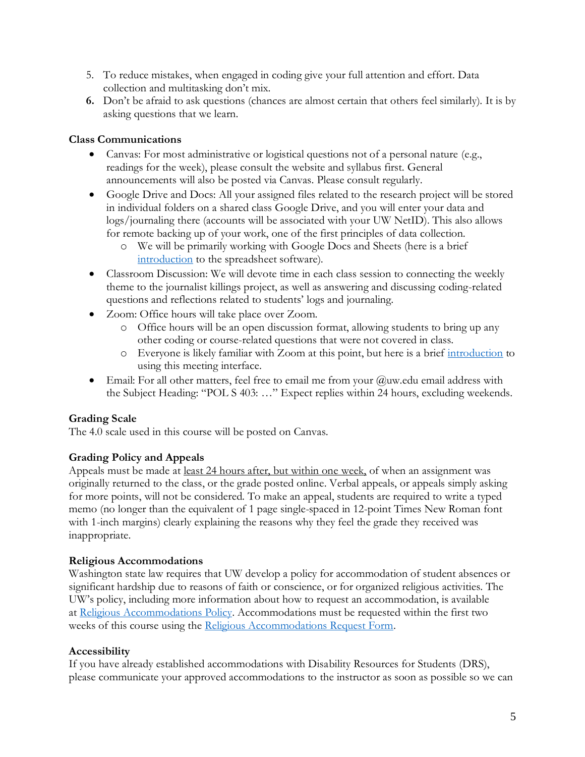5. To reduce mistakes, when engaged in coding give your full attention and effort. Data collection and multitasking don't mix.
6. Don't be afraid to ask questions (chances are almost certain that others feel similarly). It is by asking questions that we learn.

**Class Communications**

- Canvas: For most administrative or logistical questions not of a personal nature (e.g., readings for the week), please consult the website and syllabus first. General announcements will also be posted via Canvas. Please consult regularly.
- Google Drive and Docs: All your assigned files related to the research project will be stored in individual folders on a shared class Google Drive, and you will enter your data and logs/journaling there (accounts will be associated with your UW NetID). This also allows for remote backing up of your work, one of the first principles of data collection.
  - We will be primarily working with Google Docs and Sheets (here is a brief introduction to the spreadsheet software).
- Classroom Discussion: We will devote time in each class session to connecting the weekly theme to the journalist killings project, as well as answering and discussing coding-related questions and reflections related to students' logs and journaling.
- Zoom: Office hours will take place over Zoom.
  - Office hours will be an open discussion format, allowing students to bring up any other coding or course-related questions that were not covered in class.
  - Everyone is likely familiar with Zoom at this point, but here is a brief introduction to using this meeting interface.
- Email: For all other matters, feel free to email me from your @uw.edu email address with the Subject Heading: "POL S 403: …" Expect replies within 24 hours, excluding weekends.

**Grading Scale**

The 4.0 scale used in this course will be posted on Canvas.

**Grading Policy and Appeals**

Appeals must be made at least 24 hours after, but within one week, of when an assignment was originally returned to the class, or the grade posted online. Verbal appeals, or appeals simply asking for more points, will not be considered. To make an appeal, students are required to write a typed memo (no longer than the equivalent of 1 page single-spaced in 12-point Times New Roman font with 1-inch margins) clearly explaining the reasons why they feel the grade they received was inappropriate.

**Religious Accommodations**

Washington state law requires that UW develop a policy for accommodation of student absences or significant hardship due to reasons of faith or conscience, or for organized religious activities. The UW's policy, including more information about how to request an accommodation, is available at Religious Accommodations Policy. Accommodations must be requested within the first two weeks of this course using the Religious Accommodations Request Form.

**Accessibility**

If you have already established accommodations with Disability Resources for Students (DRS), please communicate your approved accommodations to the instructor as soon as possible so we can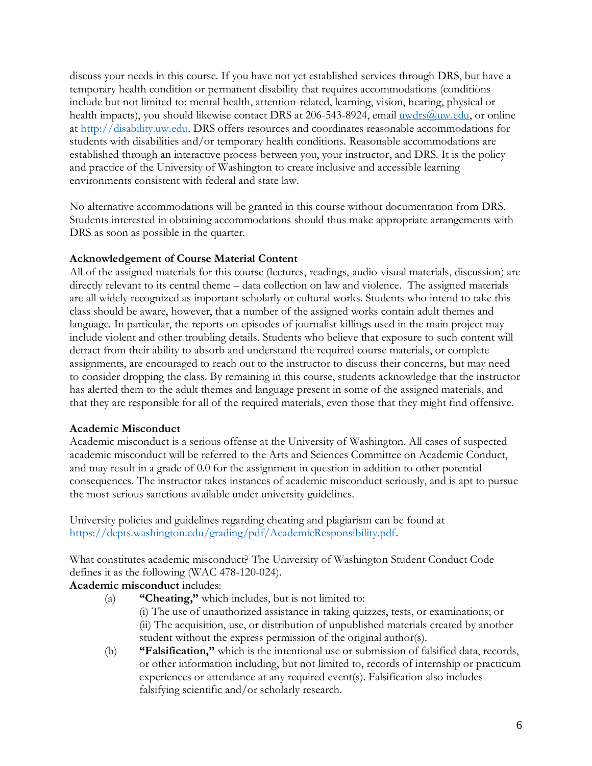discuss your needs in this course. If you have not yet established services through DRS, but have a temporary health condition or permanent disability that requires accommodations (conditions include but not limited to: mental health, attention-related, learning, vision, hearing, physical or health impacts), you should likewise contact DRS at 206-543-8924, email uwdrs@uw.edu, or online at http://disability.uw.edu. DRS offers resources and coordinates reasonable accommodations for students with disabilities and/or temporary health conditions. Reasonable accommodations are established through an interactive process between you, your instructor, and DRS. It is the policy and practice of the University of Washington to create inclusive and accessible learning environments consistent with federal and state law.

No alternative accommodations will be granted in this course without documentation from DRS. Students interested in obtaining accommodations should thus make appropriate arrangements with DRS as soon as possible in the quarter.

**Acknowledgement of Course Material Content**

All of the assigned materials for this course (lectures, readings, audio-visual materials, discussion) are directly relevant to its central theme – data collection on law and violence. The assigned materials are all widely recognized as important scholarly or cultural works. Students who intend to take this class should be aware, however, that a number of the assigned works contain adult themes and language. In particular, the reports on episodes of journalist killings used in the main project may include violent and other troubling details. Students who believe that exposure to such content will detract from their ability to absorb and understand the required course materials, or complete assignments, are encouraged to reach out to the instructor to discuss their concerns, but may need to consider dropping the class. By remaining in this course, students acknowledge that the instructor has alerted them to the adult themes and language present in some of the assigned materials, and that they are responsible for all of the required materials, even those that they might find offensive.

**Academic Misconduct**

Academic misconduct is a serious offense at the University of Washington. All cases of suspected academic misconduct will be referred to the Arts and Sciences Committee on Academic Conduct, and may result in a grade of 0.0 for the assignment in question in addition to other potential consequences. The instructor takes instances of academic misconduct seriously, and is apt to pursue the most serious sanctions available under university guidelines.

University policies and guidelines regarding cheating and plagiarism can be found at https://depts.washington.edu/grading/pdf/AcademicResponsibility.pdf.

What constitutes academic misconduct? The University of Washington Student Conduct Code defines it as the following (WAC 478-120-024).

**Academic misconduct** includes:

(a) **"Cheating,"** which includes, but is not limited to:
(i) The use of unauthorized assistance in taking quizzes, tests, or examinations; or
(ii) The acquisition, use, or distribution of unpublished materials created by another student without the express permission of the original author(s).

(b) **"Falsification,"** which is the intentional use or submission of falsified data, records, or other information including, but not limited to, records of internship or practicum experiences or attendance at any required event(s). Falsification also includes falsifying scientific and/or scholarly research.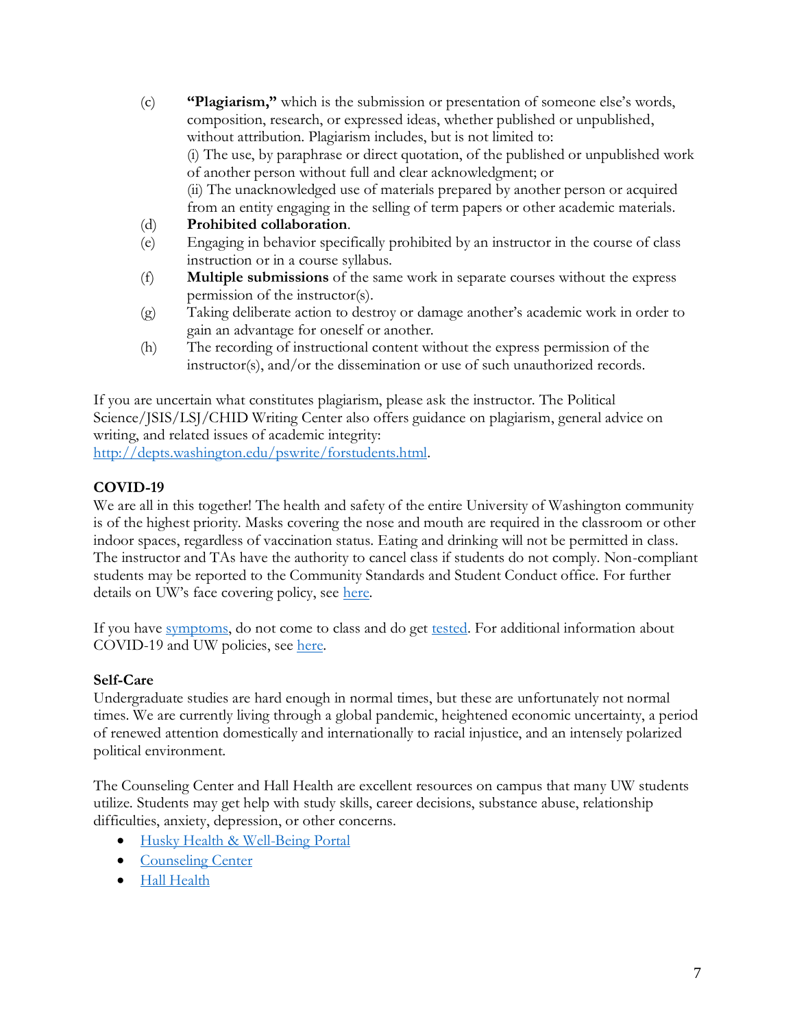(c) **"Plagiarism,"** which is the submission or presentation of someone else's words, composition, research, or expressed ideas, whether published or unpublished, without attribution. Plagiarism includes, but is not limited to:
(i) The use, by paraphrase or direct quotation, of the published or unpublished work of another person without full and clear acknowledgment; or
(ii) The unacknowledged use of materials prepared by another person or acquired from an entity engaging in the selling of term papers or other academic materials.

(d) **Prohibited collaboration**.

(e) Engaging in behavior specifically prohibited by an instructor in the course of class instruction or in a course syllabus.

(f) **Multiple submissions** of the same work in separate courses without the express permission of the instructor(s).

(g) Taking deliberate action to destroy or damage another's academic work in order to gain an advantage for oneself or another.

(h) The recording of instructional content without the express permission of the instructor(s), and/or the dissemination or use of such unauthorized records.

If you are uncertain what constitutes plagiarism, please ask the instructor. The Political Science/JSIS/LSJ/CHID Writing Center also offers guidance on plagiarism, general advice on writing, and related issues of academic integrity: http://depts.washington.edu/pswrite/forstudents.html.

**COVID-19**

We are all in this together! The health and safety of the entire University of Washington community is of the highest priority. Masks covering the nose and mouth are required in the classroom or other indoor spaces, regardless of vaccination status. Eating and drinking will not be permitted in class. The instructor and TAs have the authority to cancel class if students do not comply. Non-compliant students may be reported to the Community Standards and Student Conduct office. For further details on UW's face covering policy, see here.

If you have symptoms, do not come to class and do get tested. For additional information about COVID-19 and UW policies, see here.

**Self-Care**

Undergraduate studies are hard enough in normal times, but these are unfortunately not normal times. We are currently living through a global pandemic, heightened economic uncertainty, a period of renewed attention domestically and internationally to racial injustice, and an intensely polarized political environment.

The Counseling Center and Hall Health are excellent resources on campus that many UW students utilize. Students may get help with study skills, career decisions, substance abuse, relationship difficulties, anxiety, depression, or other concerns.

- Husky Health & Well-Being Portal
- Counseling Center
- Hall Health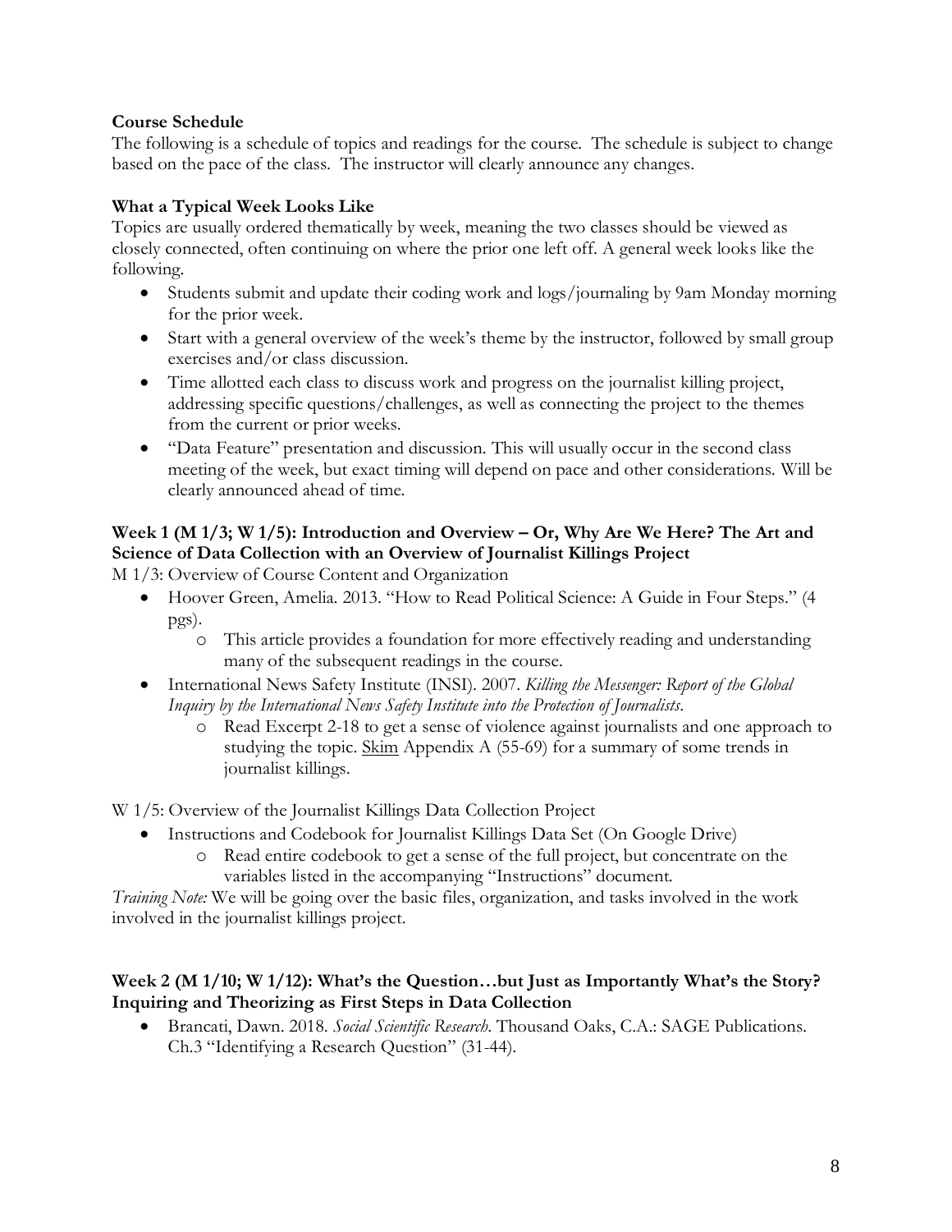**Course Schedule**

The following is a schedule of topics and readings for the course. The schedule is subject to change based on the pace of the class. The instructor will clearly announce any changes.

**What a Typical Week Looks Like**

Topics are usually ordered thematically by week, meaning the two classes should be viewed as closely connected, often continuing on where the prior one left off. A general week looks like the following.

- Students submit and update their coding work and logs/journaling by 9am Monday morning for the prior week.
- Start with a general overview of the week's theme by the instructor, followed by small group exercises and/or class discussion.
- Time allotted each class to discuss work and progress on the journalist killing project, addressing specific questions/challenges, as well as connecting the project to the themes from the current or prior weeks.
- "Data Feature" presentation and discussion. This will usually occur in the second class meeting of the week, but exact timing will depend on pace and other considerations. Will be clearly announced ahead of time.

**Week 1 (M 1/3; W 1/5): Introduction and Overview – Or, Why Are We Here? The Art and Science of Data Collection with an Overview of Journalist Killings Project**

M 1/3: Overview of Course Content and Organization

- Hoover Green, Amelia. 2013. "How to Read Political Science: A Guide in Four Steps." (4 pgs).
  - This article provides a foundation for more effectively reading and understanding many of the subsequent readings in the course.
- International News Safety Institute (INSI). 2007. *Killing the Messenger: Report of the Global Inquiry by the International News Safety Institute into the Protection of Journalists*.
  - Read Excerpt 2-18 to get a sense of violence against journalists and one approach to studying the topic. <u>Skim</u> Appendix A (55-69) for a summary of some trends in journalist killings.

W 1/5: Overview of the Journalist Killings Data Collection Project

- Instructions and Codebook for Journalist Killings Data Set (On Google Drive)
  - Read entire codebook to get a sense of the full project, but concentrate on the variables listed in the accompanying "Instructions" document.

*Training Note:* We will be going over the basic files, organization, and tasks involved in the work involved in the journalist killings project.

**Week 2 (M 1/10; W 1/12): What's the Question…but Just as Importantly What's the Story? Inquiring and Theorizing as First Steps in Data Collection**

- Brancati, Dawn. 2018. *Social Scientific Research*. Thousand Oaks, C.A.: SAGE Publications. Ch.3 "Identifying a Research Question" (31-44).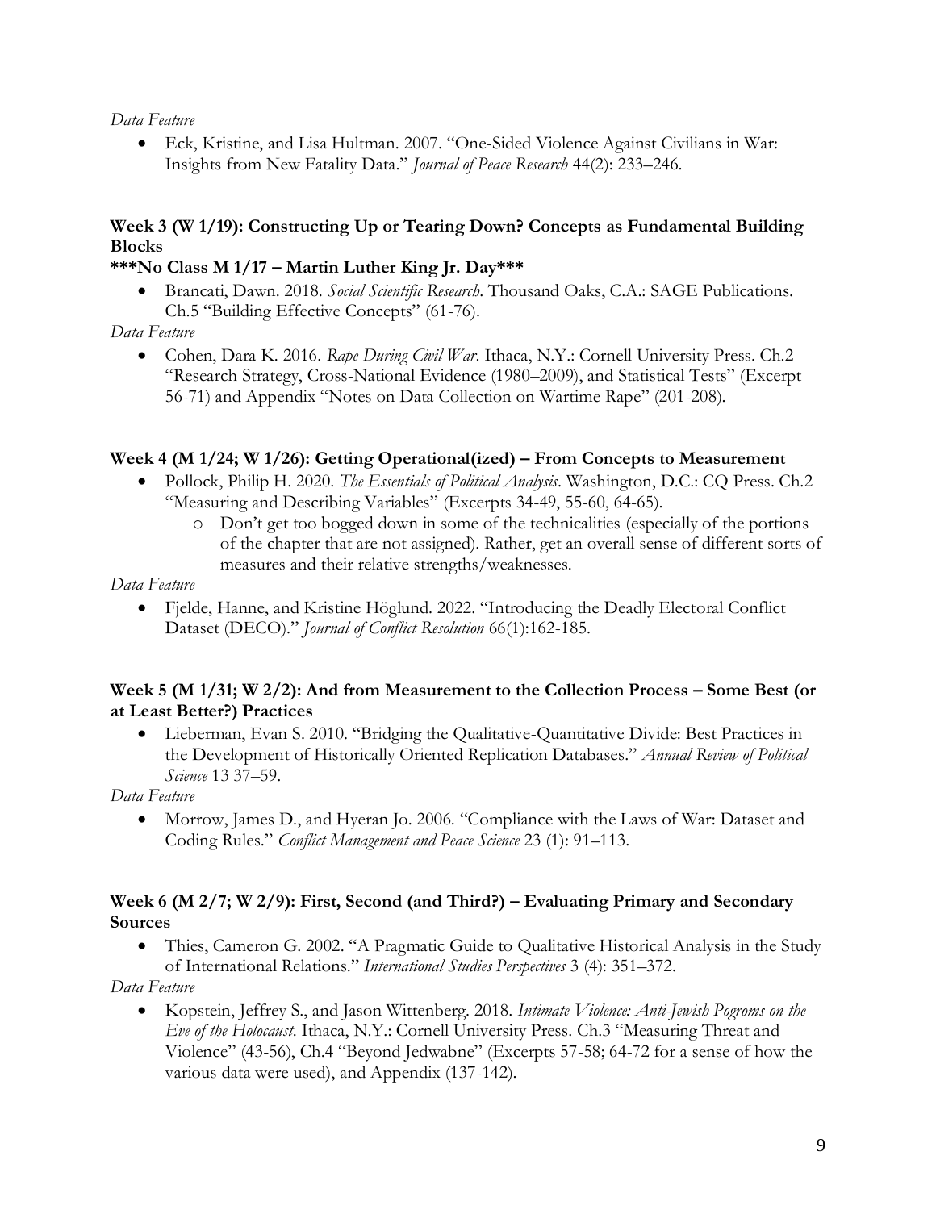*Data Feature*

- Eck, Kristine, and Lisa Hultman. 2007. "One-Sided Violence Against Civilians in War: Insights from New Fatality Data." *Journal of Peace Research* 44(2): 233–246.

### Week 3 (W 1/19): Constructing Up or Tearing Down? Concepts as Fundamental Building Blocks

**\*\*\*No Class M 1/17 – Martin Luther King Jr. Day\*\*\***

- Brancati, Dawn. 2018. *Social Scientific Research*. Thousand Oaks, C.A.: SAGE Publications. Ch.5 "Building Effective Concepts" (61-76).

*Data Feature*

- Cohen, Dara K. 2016. *Rape During Civil War*. Ithaca, N.Y.: Cornell University Press. Ch.2 "Research Strategy, Cross-National Evidence (1980–2009), and Statistical Tests" (Excerpt 56-71) and Appendix "Notes on Data Collection on Wartime Rape" (201-208).

### Week 4 (M 1/24; W 1/26): Getting Operational(ized) – From Concepts to Measurement

- Pollock, Philip H. 2020. *The Essentials of Political Analysis*. Washington, D.C.: CQ Press. Ch.2 "Measuring and Describing Variables" (Excerpts 34-49, 55-60, 64-65).
  - Don't get too bogged down in some of the technicalities (especially of the portions of the chapter that are not assigned). Rather, get an overall sense of different sorts of measures and their relative strengths/weaknesses.

*Data Feature*

- Fjelde, Hanne, and Kristine Höglund. 2022. "Introducing the Deadly Electoral Conflict Dataset (DECO)." *Journal of Conflict Resolution* 66(1):162-185.

### Week 5 (M 1/31; W 2/2): And from Measurement to the Collection Process – Some Best (or at Least Better?) Practices

- Lieberman, Evan S. 2010. "Bridging the Qualitative-Quantitative Divide: Best Practices in the Development of Historically Oriented Replication Databases." *Annual Review of Political Science* 13 37–59.

*Data Feature*

- Morrow, James D., and Hyeran Jo. 2006. "Compliance with the Laws of War: Dataset and Coding Rules." *Conflict Management and Peace Science* 23 (1): 91–113.

### Week 6 (M 2/7; W 2/9): First, Second (and Third?) – Evaluating Primary and Secondary Sources

- Thies, Cameron G. 2002. "A Pragmatic Guide to Qualitative Historical Analysis in the Study of International Relations." *International Studies Perspectives* 3 (4): 351–372.

*Data Feature*

- Kopstein, Jeffrey S., and Jason Wittenberg. 2018. *Intimate Violence: Anti-Jewish Pogroms on the Eve of the Holocaust*. Ithaca, N.Y.: Cornell University Press. Ch.3 "Measuring Threat and Violence" (43-56), Ch.4 "Beyond Jedwabne" (Excerpts 57-58; 64-72 for a sense of how the various data were used), and Appendix (137-142).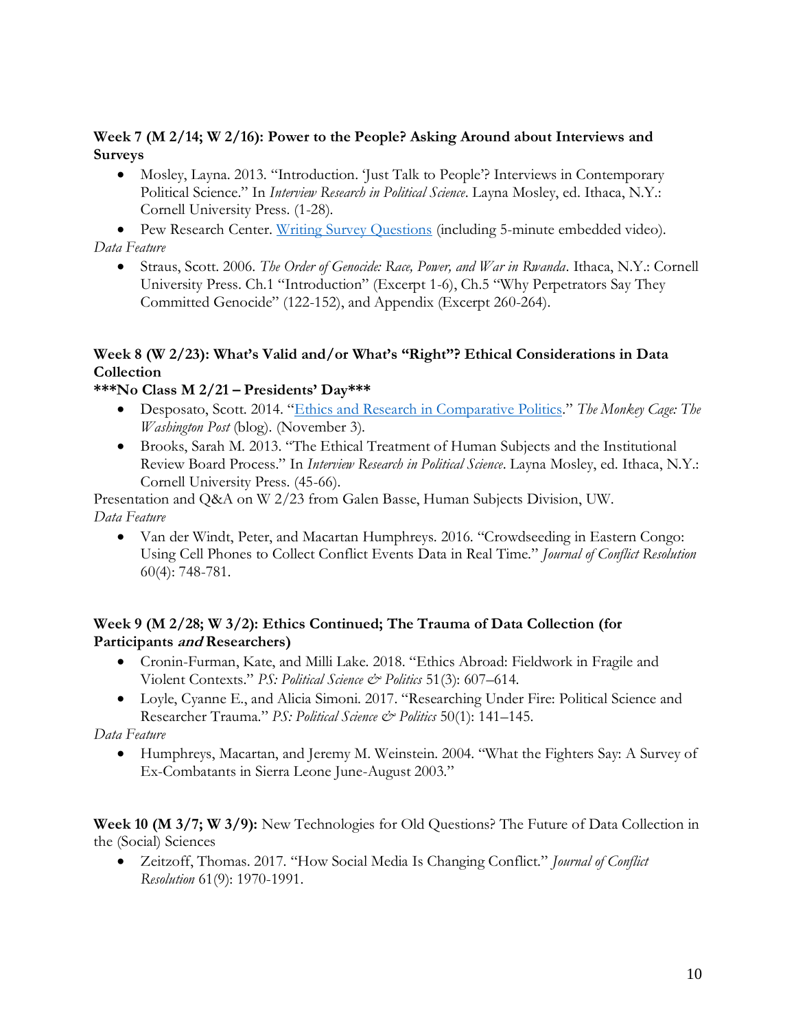**Week 7 (M 2/14; W 2/16): Power to the People? Asking Around about Interviews and Surveys**

- Mosley, Layna. 2013. "Introduction. 'Just Talk to People'? Interviews in Contemporary Political Science." In *Interview Research in Political Science*. Layna Mosley, ed. Ithaca, N.Y.: Cornell University Press. (1-28).
- Pew Research Center. Writing Survey Questions (including 5-minute embedded video).

*Data Feature*

- Straus, Scott. 2006. *The Order of Genocide: Race, Power, and War in Rwanda*. Ithaca, N.Y.: Cornell University Press. Ch.1 "Introduction" (Excerpt 1-6), Ch.5 "Why Perpetrators Say They Committed Genocide" (122-152), and Appendix (Excerpt 260-264).

**Week 8 (W 2/23): What's Valid and/or What's "Right"? Ethical Considerations in Data Collection**

**\*\*\*No Class M 2/21 – Presidents' Day\*\*\***

- Desposato, Scott. 2014. "Ethics and Research in Comparative Politics." *The Monkey Cage: The Washington Post* (blog). (November 3).
- Brooks, Sarah M. 2013. "The Ethical Treatment of Human Subjects and the Institutional Review Board Process." In *Interview Research in Political Science*. Layna Mosley, ed. Ithaca, N.Y.: Cornell University Press. (45-66).

Presentation and Q&A on W 2/23 from Galen Basse, Human Subjects Division, UW.

*Data Feature*

- Van der Windt, Peter, and Macartan Humphreys. 2016. "Crowdseeding in Eastern Congo: Using Cell Phones to Collect Conflict Events Data in Real Time." *Journal of Conflict Resolution* 60(4): 748-781.

**Week 9 (M 2/28; W 3/2): Ethics Continued; The Trauma of Data Collection (for Participants *and* Researchers)**

- Cronin-Furman, Kate, and Milli Lake. 2018. "Ethics Abroad: Fieldwork in Fragile and Violent Contexts." *PS: Political Science & Politics* 51(3): 607–614.
- Loyle, Cyanne E., and Alicia Simoni. 2017. "Researching Under Fire: Political Science and Researcher Trauma." *PS: Political Science & Politics* 50(1): 141–145.

*Data Feature*

- Humphreys, Macartan, and Jeremy M. Weinstein. 2004. "What the Fighters Say: A Survey of Ex-Combatants in Sierra Leone June-August 2003."

**Week 10 (M 3/7; W 3/9):** New Technologies for Old Questions? The Future of Data Collection in the (Social) Sciences

- Zeitzoff, Thomas. 2017. "How Social Media Is Changing Conflict." *Journal of Conflict Resolution* 61(9): 1970-1991.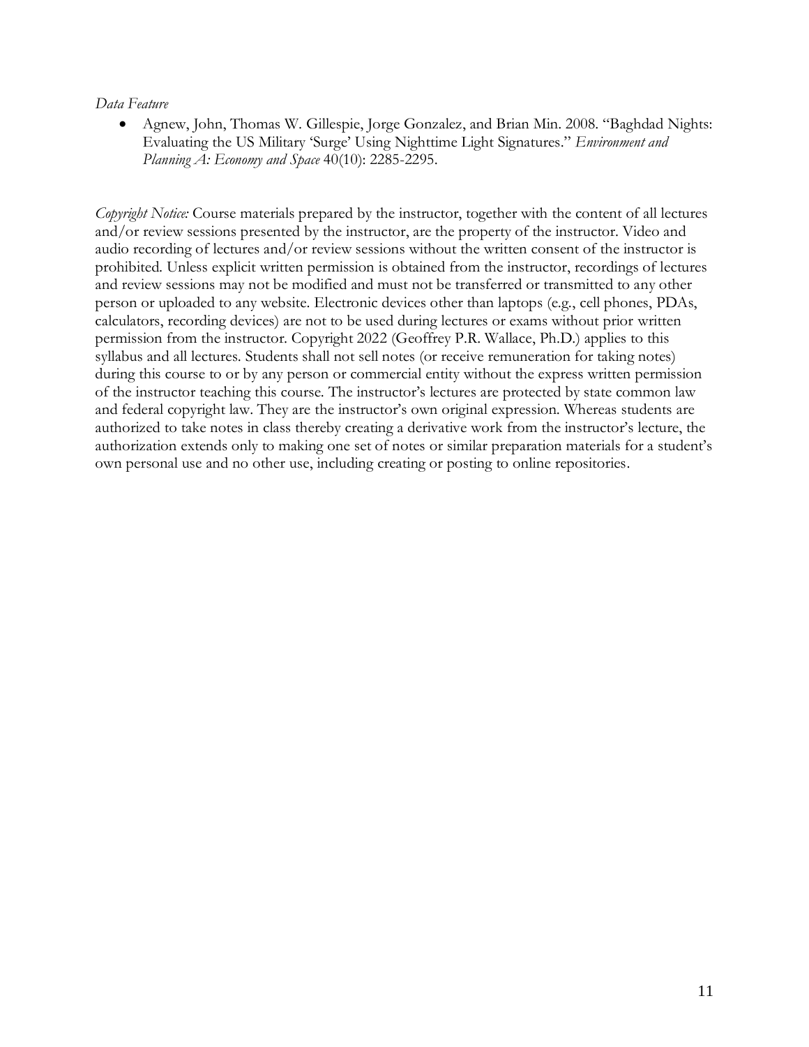*Data Feature*

- Agnew, John, Thomas W. Gillespie, Jorge Gonzalez, and Brian Min. 2008. "Baghdad Nights: Evaluating the US Military 'Surge' Using Nighttime Light Signatures." *Environment and Planning A: Economy and Space* 40(10): 2285-2295.

*Copyright Notice:* Course materials prepared by the instructor, together with the content of all lectures and/or review sessions presented by the instructor, are the property of the instructor. Video and audio recording of lectures and/or review sessions without the written consent of the instructor is prohibited. Unless explicit written permission is obtained from the instructor, recordings of lectures and review sessions may not be modified and must not be transferred or transmitted to any other person or uploaded to any website. Electronic devices other than laptops (e.g., cell phones, PDAs, calculators, recording devices) are not to be used during lectures or exams without prior written permission from the instructor. Copyright 2022 (Geoffrey P.R. Wallace, Ph.D.) applies to this syllabus and all lectures. Students shall not sell notes (or receive remuneration for taking notes) during this course to or by any person or commercial entity without the express written permission of the instructor teaching this course. The instructor's lectures are protected by state common law and federal copyright law. They are the instructor's own original expression. Whereas students are authorized to take notes in class thereby creating a derivative work from the instructor's lecture, the authorization extends only to making one set of notes or similar preparation materials for a student's own personal use and no other use, including creating or posting to online repositories.